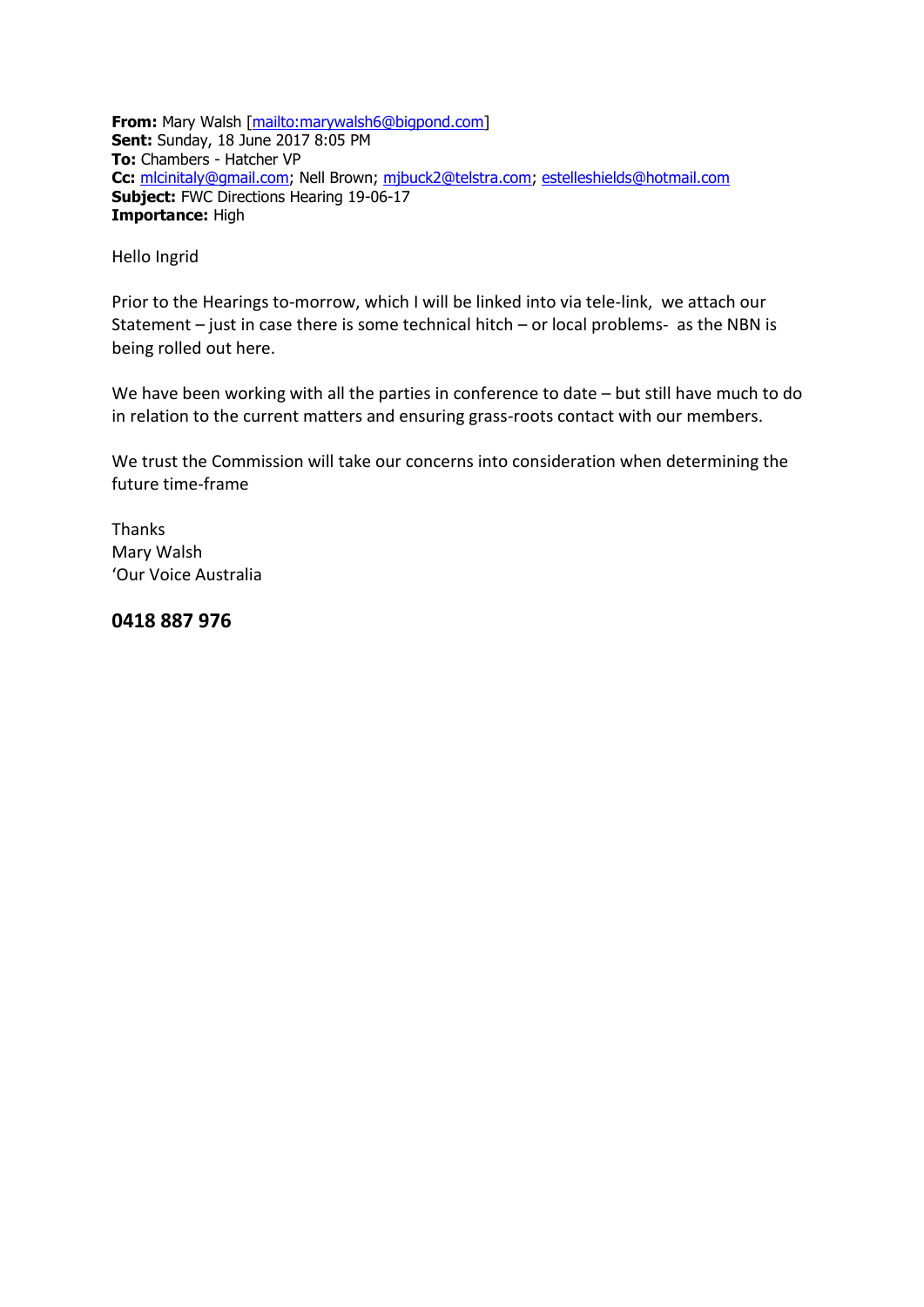**From:** Mary Walsh [mailto:marywalsh6@bigpond.com]
**Sent:** Sunday, 18 June 2017 8:05 PM
**To:** Chambers - Hatcher VP
**Cc:** mlcinitaly@gmail.com; Nell Brown; mjbuck2@telstra.com; estelleshields@hotmail.com
**Subject:** FWC Directions Hearing 19-06-17
**Importance:** High

Hello Ingrid

Prior to the Hearings to-morrow, which I will be linked into via tele-link, we attach our Statement – just in case there is some technical hitch – or local problems- as the NBN is being rolled out here.

We have been working with all the parties in conference to date – but still have much to do in relation to the current matters and ensuring grass-roots contact with our members.

We trust the Commission will take our concerns into consideration when determining the future time-frame

Thanks
Mary Walsh
'Our Voice Australia

**0418 887 976**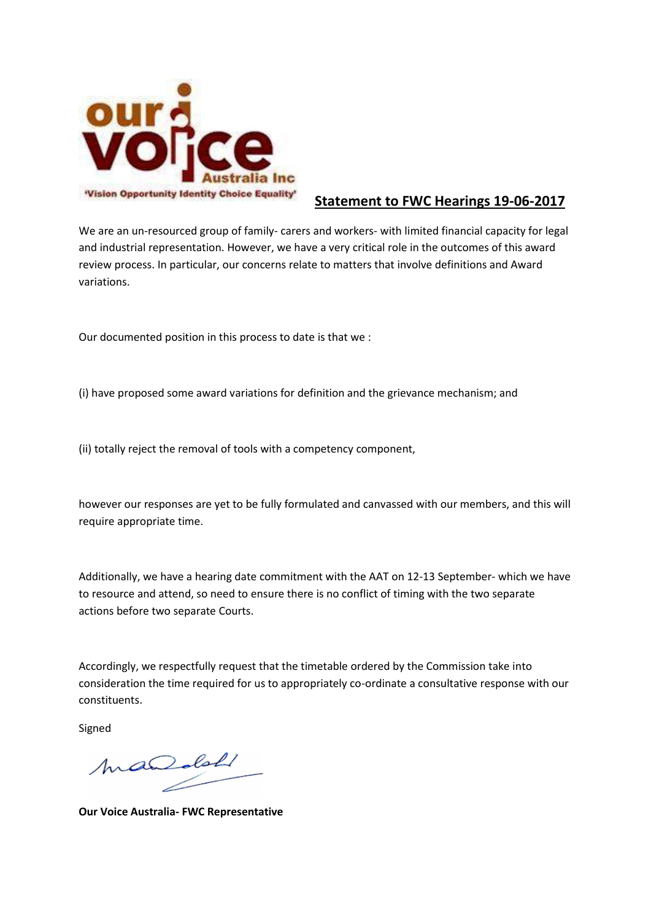## Statement to FWC Hearings 19-06-2017

We are an un-resourced group of family- carers and workers- with limited financial capacity for legal and industrial representation. However, we have a very critical role in the outcomes of this award review process. In particular, our concerns relate to matters that involve definitions and Award variations.

Our documented position in this process to date is that we :

(i) have proposed some award variations for definition and the grievance mechanism; and

(ii) totally reject the removal of tools with a competency component,

however our responses are yet to be fully formulated and canvassed with our members, and this will require appropriate time.

Additionally, we have a hearing date commitment with the AAT on 12-13 September- which we have to resource and attend, so need to ensure there is no conflict of timing with the two separate actions before two separate Courts.

Accordingly, we respectfully request that the timetable ordered by the Commission take into consideration the time required for us to appropriately co-ordinate a consultative response with our constituents.

Signed

**Our Voice Australia- FWC Representative**